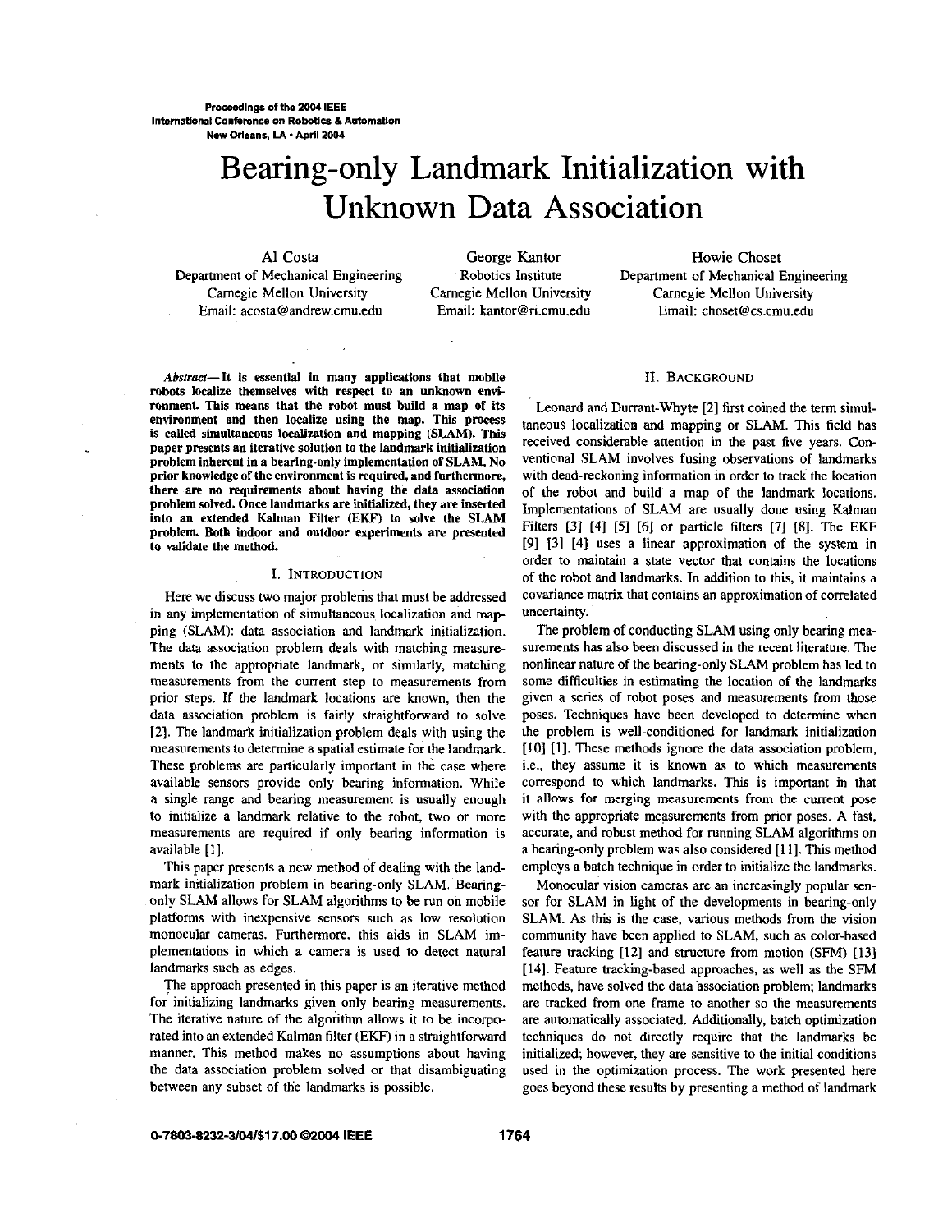# Bearing-only Landmark Initialization with Unknown Data Association

Al Costa
Department of Mechanical Engineering
Carnegie Mellon University
Email: acosta@andrew.cmu.edu

George Kantor
Robotics Institute
Carnegie Mellon University
Email: kantor@ri.cmu.edu

Howie Choset
Department of Mechanical Engineering
Carnegie Mellon University
Email: choset@cs.cmu.edu

***Abstract*—It is essential in many applications that mobile robots localize themselves with respect to an unknown environment. This means that the robot must build a map of its environment and then localize using the map. This process is called simultaneous localization and mapping (SLAM). This paper presents an iterative solution to the landmark initialization problem inherent in a bearing-only implementation of SLAM. No prior knowledge of the environment is required, and furthermore, there are no requirements about having the data association problem solved. Once landmarks are initialized, they are inserted into an extended Kalman Filter (EKF) to solve the SLAM problem. Both indoor and outdoor experiments are presented to validate the method.**

## I. Introduction

Here we discuss two major problems that must be addressed in any implementation of simultaneous localization and mapping (SLAM): data association and landmark initialization. The data association problem deals with matching measurements to the appropriate landmark, or similarly, matching measurements from the current step to measurements from prior steps. If the landmark locations are known, then the data association problem is fairly straightforward to solve [2]. The landmark initialization problem deals with using the measurements to determine a spatial estimate for the landmark. These problems are particularly important in the case where available sensors provide only bearing information. While a single range and bearing measurement is usually enough to initialize a landmark relative to the robot, two or more measurements are required if only bearing information is available [1].

This paper presents a new method of dealing with the landmark initialization problem in bearing-only SLAM. Bearing-only SLAM allows for SLAM algorithms to be run on mobile platforms with inexpensive sensors such as low resolution monocular cameras. Furthermore, this aids in SLAM implementations in which a camera is used to detect natural landmarks such as edges.

The approach presented in this paper is an iterative method for initializing landmarks given only bearing measurements. The iterative nature of the algorithm allows it to be incorporated into an extended Kalman filter (EKF) in a straightforward manner. This method makes no assumptions about having the data association problem solved or that disambiguating between any subset of the landmarks is possible.

## II. Background

Leonard and Durrant-Whyte [2] first coined the term simultaneous localization and mapping or SLAM. This field has received considerable attention in the past five years. Conventional SLAM involves fusing observations of landmarks with dead-reckoning information in order to track the location of the robot and build a map of the landmark locations. Implementations of SLAM are usually done using Kalman Filters [3] [4] [5] [6] or particle filters [7] [8]. The EKF [9] [3] [4] uses a linear approximation of the system in order to maintain a state vector that contains the locations of the robot and landmarks. In addition to this, it maintains a covariance matrix that contains an approximation of correlated uncertainty.

The problem of conducting SLAM using only bearing measurements has also been discussed in the recent literature. The nonlinear nature of the bearing-only SLAM problem has led to some difficulties in estimating the location of the landmarks given a series of robot poses and measurements from those poses. Techniques have been developed to determine when the problem is well-conditioned for landmark initialization [10] [1]. These methods ignore the data association problem, i.e., they assume it is known as to which measurements correspond to which landmarks. This is important in that it allows for merging measurements from the current pose with the appropriate measurements from prior poses. A fast, accurate, and robust method for running SLAM algorithms on a bearing-only problem was also considered [11]. This method employs a batch technique in order to initialize the landmarks.

Monocular vision cameras are an increasingly popular sensor for SLAM in light of the developments in bearing-only SLAM. As this is the case, various methods from the vision community have been applied to SLAM, such as color-based feature tracking [12] and structure from motion (SFM) [13] [14]. Feature tracking-based approaches, as well as the SFM methods, have solved the data association problem; landmarks are tracked from one frame to another so the measurements are automatically associated. Additionally, batch optimization techniques do not directly require that the landmarks be initialized; however, they are sensitive to the initial conditions used in the optimization process. The work presented here goes beyond these results by presenting a method of landmark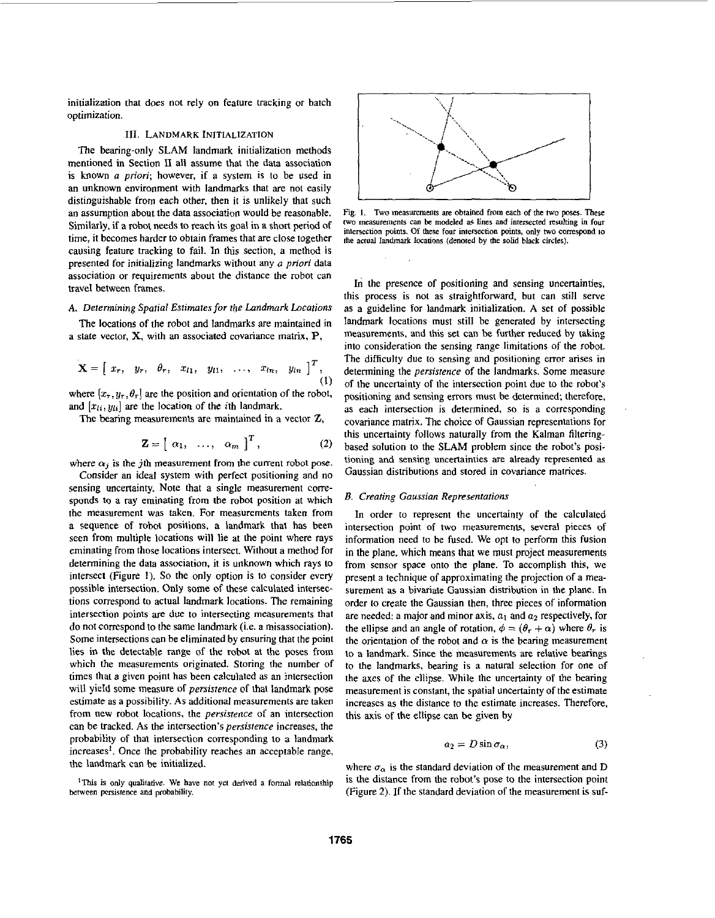initialization that does not rely on feature tracking or batch optimization.

## III. LANDMARK INITIALIZATION

The bearing-only SLAM landmark initialization methods mentioned in Section II all assume that the data association is known *a priori*; however, if a system is to be used in an unknown environment with landmarks that are not easily distinguishable from each other, then it is unlikely that such an assumption about the data association would be reasonable. Similarly, if a robot needs to reach its goal in a short period of time, it becomes harder to obtain frames that are close together causing feature tracking to fail. In this section, a method is presented for initializing landmarks without any *a priori* data association or requirements about the distance the robot can travel between frames.

### A. Determining Spatial Estimates for the Landmark Locations

The locations of the robot and landmarks are maintained in a state vector, $\mathbf{X}$, with an associated covariance matrix, $\mathbf{P}$,

$$\mathbf{X} = \left[\begin{array}{cccccccc} x_r, & y_r, & \theta_r, & x_{l1}, & y_{l1}, & \ldots, & x_{ln}, & y_{ln} \end{array}\right]^T, \tag{1}$$

where $[x_r, y_r, \theta_r]$ are the position and orientation of the robot, and $[x_{li}, y_{li}]$ are the location of the $i$th landmark.

The bearing measurements are maintained in a vector $\mathbf{Z}$,

$$\mathbf{Z} = \left[\begin{array}{ccc} \alpha_1, & \ldots, & \alpha_m \end{array}\right]^T, \tag{2}$$

where $\alpha_j$ is the $j$th measurement from the current robot pose.

Consider an ideal system with perfect positioning and no sensing uncertainty. Note that a single measurement corresponds to a ray eminating from the robot position at which the measurement was taken. For measurements taken from a sequence of robot positions, a landmark that has been seen from multiple locations will lie at the point where rays eminating from those locations intersect. Without a method for determining the data association, it is unknown which rays to intersect (Figure 1). So the only option is to consider every possible intersection. Only some of these calculated intersections correspond to actual landmark locations. The remaining intersection points are due to intersecting measurements that do not correspond to the same landmark (i.e. a misassociation). Some intersections can be eliminated by ensuring that the point lies in the detectable range of the robot at the poses from which the measurements originated. Storing the number of times that a given point has been calculated as an intersection will yield some measure of *persistence* of that landmark pose estimate as a possibility. As additional measurements are taken from new robot locations, the *persistence* of an intersection can be tracked. As the intersection's *persistence* increases, the probability of that intersection corresponding to a landmark increases[1]. Once the probability reaches an acceptable range, the landmark can be initialized.

[1]This is only qualitative. We have not yet derived a formal relationship between persistence and probability.

Fig. 1. Two measurements are obtained from each of the two poses. These two measurements can be modeled as lines and intersected resulting in four intersection points. Of these four intersection points, only two correspond to the actual landmark locations (denoted by the solid black circles).

In the presence of positioning and sensing uncertainties, this process is not as straightforward, but can still serve as a guideline for landmark initialization. A set of possible landmark locations must still be generated by intersecting measurements, and this set can be further reduced by taking into consideration the sensing range limitations of the robot. The difficulty due to sensing and positioning error arises in determining the *persistence* of the landmarks. Some measure of the uncertainty of the intersection point due to the robot's positioning and sensing errors must be determined; therefore, as each intersection is determined, so is a corresponding covariance matrix. The choice of Gaussian representations for this uncertainty follows naturally from the Kalman filtering-based solution to the SLAM problem since the robot's positioning and sensing uncertainties are already represented as Gaussian distributions and stored in covariance matrices.

### B. Creating Gaussian Representations

In order to represent the uncertainty of the calculated intersection point of two measurements, several pieces of information need to be fused. We opt to perform this fusion in the plane, which means that we must project measurements from sensor space onto the plane. To accomplish this, we present a technique of approximating the projection of a measurement as a bivariate Gaussian distribution in the plane. In order to create the Gaussian then, three pieces of information are needed: a major and minor axis, $a_1$ and $a_2$ respectively, for the ellipse and an angle of rotation, $\phi = (\theta_r + \alpha)$ where $\theta_r$ is the orientation of the robot and $\alpha$ is the bearing measurement to a landmark. Since the measurements are relative bearings to the landmarks, bearing is a natural selection for one of the axes of the ellipse. While the uncertainty of the bearing measurement is constant, the spatial uncertainty of the estimate increases as the distance to the estimate increases. Therefore, this axis of the ellipse can be given by

$$a_2 = D \sin \sigma_\alpha, \tag{3}$$

where $\sigma_\alpha$ is the standard deviation of the measurement and D is the distance from the robot's pose to the intersection point (Figure 2). If the standard deviation of the measurement is suf-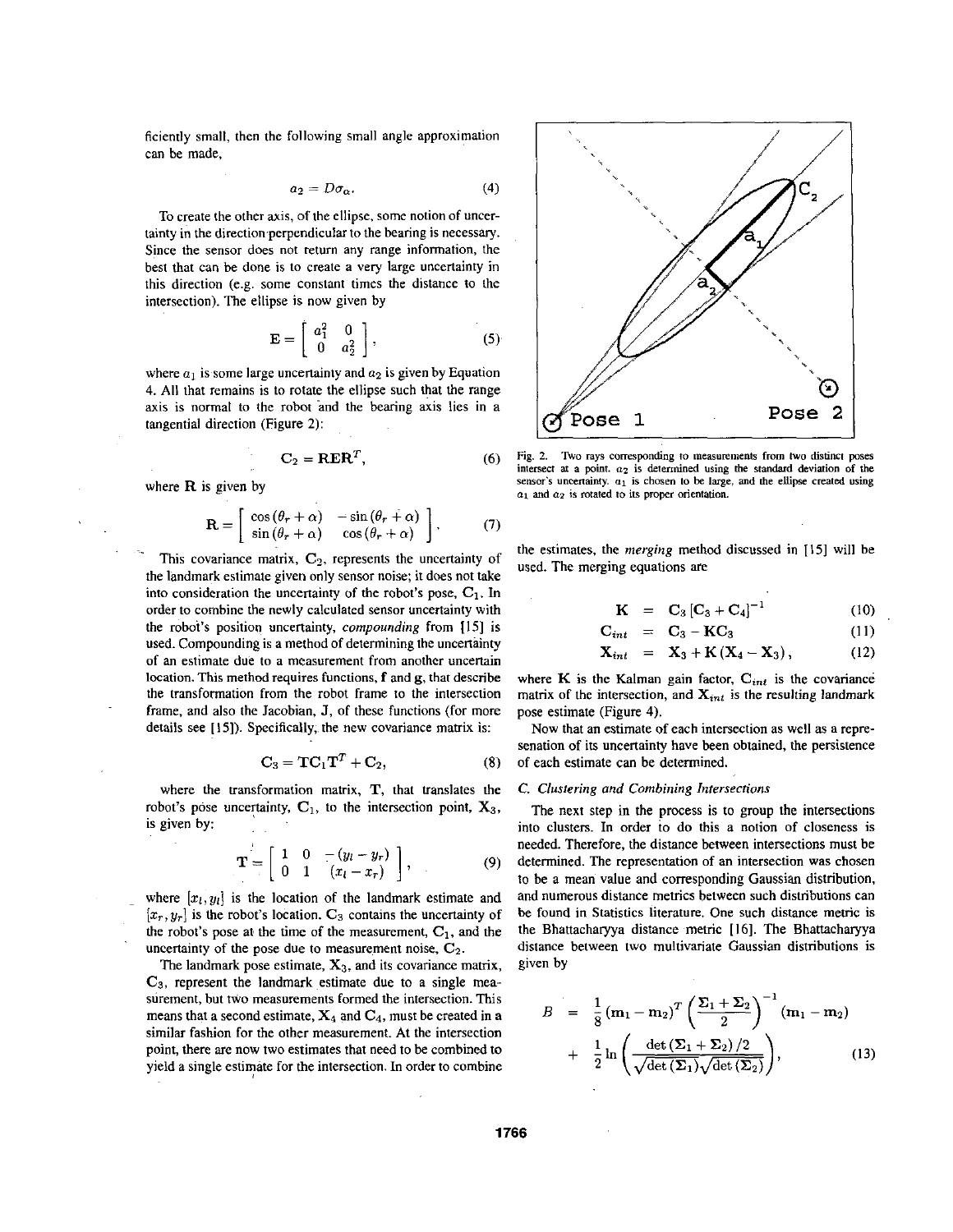ficiently small, then the following small angle approximation can be made,

$$a_2 = D\sigma_\alpha. \tag{4}$$

To create the other axis, of the ellipse, some notion of uncertainty in the direction perpendicular to the bearing is necessary. Since the sensor does not return any range information, the best that can be done is to create a very large uncertainty in this direction (e.g. some constant times the distance to the intersection). The ellipse is now given by

$$\mathbf{E} = \begin{bmatrix} a_1^2 & 0 \\ 0 & a_2^2 \end{bmatrix}, \tag{5}$$

where $a_1$ is some large uncertainty and $a_2$ is given by Equation 4. All that remains is to rotate the ellipse such that the range axis is normal to the robot and the bearing axis lies in a tangential direction (Figure 2):

$$\mathbf{C}_2 = \mathbf{R}\mathbf{E}\mathbf{R}^T, \tag{6}$$

where $\mathbf{R}$ is given by

$$\mathbf{R} = \begin{bmatrix} \cos(\theta_r + \alpha) & -\sin(\theta_r + \alpha) \\ \sin(\theta_r + \alpha) & \cos(\theta_r + \alpha) \end{bmatrix}. \tag{7}$$

This covariance matrix, $\mathbf{C}_2$, represents the uncertainty of the landmark estimate given only sensor noise; it does not take into consideration the uncertainty of the robot's pose, $\mathbf{C}_1$. In order to combine the newly calculated sensor uncertainty with the robot's position uncertainty, *compounding* from [15] is used. Compounding is a method of determining the uncertainty of an estimate due to a measurement from another uncertain location. This method requires functions, $\mathbf{f}$ and $\mathbf{g}$, that describe the transformation from the robot frame to the intersection frame, and also the Jacobian, J, of these functions (for more details see [15]). Specifically, the new covariance matrix is:

$$\mathbf{C}_3 = \mathbf{T}\mathbf{C}_1\mathbf{T}^T + \mathbf{C}_2, \tag{8}$$

where the transformation matrix, $\mathbf{T}$, that translates the robot's pose uncertainty, $\mathbf{C}_1$, to the intersection point, $\mathbf{X}_3$, is given by:

$$\mathbf{T} = \begin{bmatrix} 1 & 0 & -(y_l - y_r) \\ 0 & 1 & (x_l - x_r) \end{bmatrix}, \tag{9}$$

where $[x_l, y_l]$ is the location of the landmark estimate and $[x_r, y_r]$ is the robot's location. $\mathbf{C}_3$ contains the uncertainty of the robot's pose at the time of the measurement, $\mathbf{C}_1$, and the uncertainty of the pose due to measurement noise, $\mathbf{C}_2$.

The landmark pose estimate, $\mathbf{X}_3$, and its covariance matrix, $\mathbf{C}_3$, represent the landmark estimate due to a single measurement, but two measurements formed the intersection. This means that a second estimate, $\mathbf{X}_4$ and $\mathbf{C}_4$, must be created in a similar fashion for the other measurement. At the intersection point, there are now two estimates that need to be combined to yield a single estimate for the intersection. In order to combine

Fig. 2. Two rays corresponding to measurements from two distinct poses intersect at a point. $a_2$ is determined using the standard deviation of the sensor's uncertainty. $a_1$ is chosen to be large, and the ellipse created using $a_1$ and $a_2$ is rotated to its proper orientation.

the estimates, the *merging* method discussed in [15] will be used. The merging equations are

$$\mathbf{K} = \mathbf{C}_3 \left[\mathbf{C}_3 + \mathbf{C}_4\right]^{-1} \tag{10}$$

$$\mathbf{C}_{int} = \mathbf{C}_3 - \mathbf{K}\mathbf{C}_3 \tag{11}$$

$$\mathbf{X}_{int} = \mathbf{X}_3 + \mathbf{K}\left(\mathbf{X}_4 - \mathbf{X}_3\right), \tag{12}$$

where $\mathbf{K}$ is the Kalman gain factor, $\mathbf{C}_{int}$ is the covariance matrix of the intersection, and $\mathbf{X}_{int}$ is the resulting landmark pose estimate (Figure 4).

Now that an estimate of each intersection as well as a representation of its uncertainty have been obtained, the persistence of each estimate can be determined.

### C. Clustering and Combining Intersections

The next step in the process is to group the intersections into clusters. In order to do this a notion of closeness is needed. Therefore, the distance between intersections must be determined. The representation of an intersection was chosen to be a mean value and corresponding Gaussian distribution, and numerous distance metrics between such distributions can be found in Statistics literature. One such distance metric is the Bhattacharyya distance metric [16]. The Bhattacharyya distance between two multivariate Gaussian distributions is given by

$$B = \frac{1}{8}(\mathbf{m}_1 - \mathbf{m}_2)^T \left(\frac{\mathbf{\Sigma}_1 + \mathbf{\Sigma}_2}{2}\right)^{-1} (\mathbf{m}_1 - \mathbf{m}_2) + \frac{1}{2}\ln\left(\frac{\det(\mathbf{\Sigma}_1 + \mathbf{\Sigma}_2)/2}{\sqrt{\det(\mathbf{\Sigma}_1)}\sqrt{\det(\mathbf{\Sigma}_2)}}\right), \tag{13}$$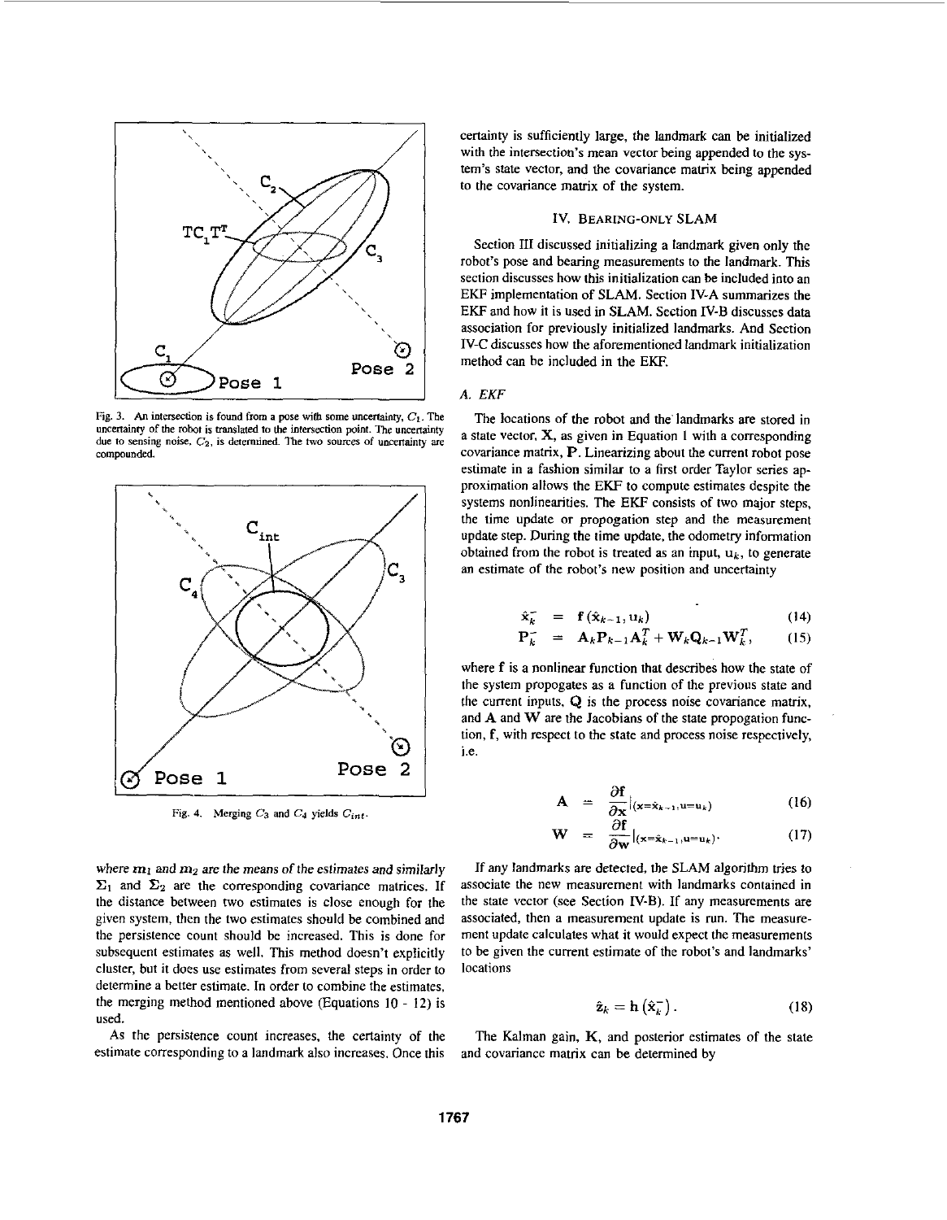Fig. 3. An intersection is found from a pose with some uncertainty, $C_1$. The uncertainty of the robot is translated to the intersection point. The uncertainty due to sensing noise, $C_2$, is determined. The two sources of uncertainty are compounded.

Fig. 4. Merging $C_3$ and $C_4$ yields $C_{int}$.

where $m_1$ and $m_2$ are the means of the estimates and similarly $\Sigma_1$ and $\Sigma_2$ are the corresponding covariance matrices. If the distance between two estimates is close enough for the given system, then the two estimates should be combined and the persistence count should be increased. This is done for subsequent estimates as well. This method doesn't explicitly cluster, but it does use estimates from several steps in order to determine a better estimate. In order to combine the estimates, the merging method mentioned above (Equations 10 - 12) is used.

As the persistence count increases, the certainty of the estimate corresponding to a landmark also increases. Once this certainty is sufficiently large, the landmark can be initialized with the intersection's mean vector being appended to the system's state vector, and the covariance matrix being appended to the covariance matrix of the system.

## IV. Bearing-only SLAM

Section III discussed initializing a landmark given only the robot's pose and bearing measurements to the landmark. This section discusses how this initialization can be included into an EKF implementation of SLAM. Section IV-A summarizes the EKF and how it is used in SLAM. Section IV-B discusses data association for previously initialized landmarks. And Section IV-C discusses how the aforementioned landmark initialization method can be included in the EKF.

### A. EKF

The locations of the robot and the landmarks are stored in a state vector, $\mathbf{X}$, as given in Equation 1 with a corresponding covariance matrix, $\mathbf{P}$. Linearizing about the current robot pose estimate in a fashion similar to a first order Taylor series approximation allows the EKF to compute estimates despite the systems nonlinearities. The EKF consists of two major steps, the time update or propogation step and the measurement update step. During the time update, the odometry information obtained from the robot is treated as an input, $\mathbf{u}_k$, to generate an estimate of the robot's new position and uncertainty

$$\hat{\mathbf{x}}_k^- = \mathbf{f}\left(\hat{\mathbf{x}}_{k-1}, \mathbf{u}_k\right) \tag{14}$$

$$\mathbf{P}_k^- = \mathbf{A}_k \mathbf{P}_{k-1} \mathbf{A}_k^T + \mathbf{W}_k \mathbf{Q}_{k-1} \mathbf{W}_k^T, \tag{15}$$

where $\mathbf{f}$ is a nonlinear function that describes how the state of the system propogates as a function of the previous state and the current inputs, $\mathbf{Q}$ is the process noise covariance matrix, and $\mathbf{A}$ and $\mathbf{W}$ are the Jacobians of the state propogation function, $\mathbf{f}$, with respect to the state and process noise respectively, i.e.

$$\mathbf{A} = \frac{\partial \mathbf{f}}{\partial \mathbf{x}}\Big|_{(\mathbf{x}=\hat{\mathbf{x}}_{k-1}, \mathbf{u}=\mathbf{u}_k)} \tag{16}$$

$$\mathbf{W} = \frac{\partial \mathbf{f}}{\partial \mathbf{w}}\Big|_{(\mathbf{x}=\hat{\mathbf{x}}_{k-1}, \mathbf{u}=\mathbf{u}_k)}. \tag{17}$$

If any landmarks are detected, the SLAM algorithm tries to associate the new measurement with landmarks contained in the state vector (see Section IV-B). If any measurements are associated, then a measurement update is run. The measurement update calculates what it would expect the measurements to be given the current estimate of the robot's and landmarks' locations

$$\hat{\mathbf{z}}_k = \mathbf{h}\left(\hat{\mathbf{x}}_k^-\right). \tag{18}$$

The Kalman gain, $\mathbf{K}$, and posterior estimates of the state and covariance matrix can be determined by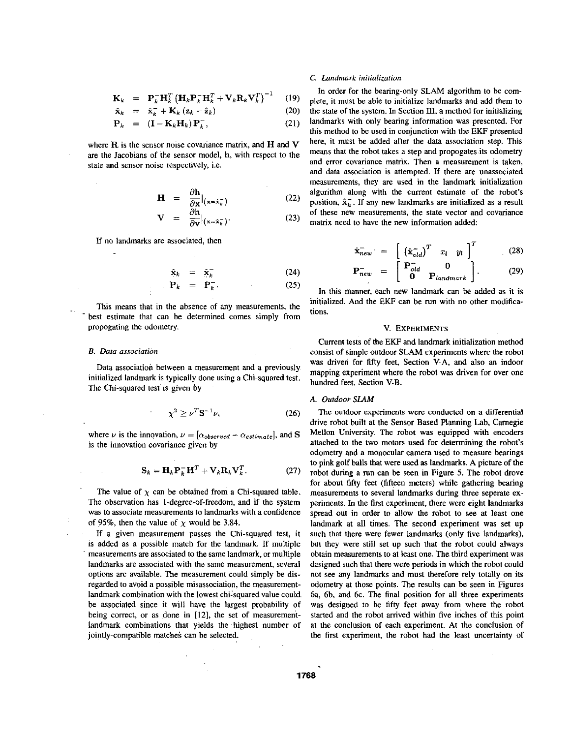$$\mathbf{K}_k = \mathbf{P}_k^- \mathbf{H}_k^T \left( \mathbf{H}_k \mathbf{P}_k^- \mathbf{H}_k^T + \mathbf{V}_k \mathbf{R}_k \mathbf{V}_k^T \right)^{-1} \tag{19}$$

$$\hat{\mathbf{x}}_k = \hat{\mathbf{x}}_k^- + \mathbf{K}_k \left( \mathbf{z}_k - \hat{\mathbf{z}}_k \right) \tag{20}$$

$$\mathbf{P}_k = \left( \mathbf{I} - \mathbf{K}_k \mathbf{H}_k \right) \mathbf{P}_k^-, \tag{21}$$

where $\mathbf{R}$ is the sensor noise covariance matrix, and $\mathbf{H}$ and $\mathbf{V}$ are the Jacobians of the sensor model, h, with respect to the state and sensor noise respectively, i.e.

$$\mathbf{H} = \frac{\partial \mathbf{h}}{\partial \mathbf{x}} |_{(\mathbf{x}=\hat{\mathbf{x}}_k^-)} \tag{22}$$

$$\mathbf{V} = \frac{\partial \mathbf{h}}{\partial \mathbf{v}} |_{(\mathbf{x}=\hat{\mathbf{x}}_k^-)}. \tag{23}$$

If no landmarks are associated, then

$$\hat{\mathbf{x}}_k = \hat{\mathbf{x}}_k^- \tag{24}$$

$$\mathbf{P}_k = \mathbf{P}_k^-. \tag{25}$$

This means that in the absence of any measurements, the best estimate that can be determined comes simply from propogating the odometry.

### B. Data association

Data association between a measurement and a previously initialized landmark is typically done using a Chi-squared test. The Chi-squared test is given by

$$\chi^2 \geq \nu^T \mathbf{S}^{-1} \nu, \tag{26}$$

where $\nu$ is the innovation, $\nu = [\alpha_{observed} - \alpha_{estimate}]$, and $\mathbf{S}$ is the innovation covariance given by

$$\mathbf{S}_k = \mathbf{H}_k \mathbf{P}_k^- \mathbf{H}^T + \mathbf{V}_k \mathbf{R}_k \mathbf{V}_k^T. \tag{27}$$

The value of $\chi$ can be obtained from a Chi-squared table. The observation has 1-degree-of-freedom, and if the system was to associate measurements to landmarks with a confidence of 95%, then the value of $\chi$ would be 3.84.

If a given measurement passes the Chi-squared test, it is added as a possible match for the landmark. If multiple measurements are associated to the same landmark, or multiple landmarks are associated with the same measurement, several options are available. The measurement could simply be disregarded to avoid a possible misassociation, the measurement-landmark combination with the lowest chi-squared value could be associated since it will have the largest probability of being correct, or as done in [12], the set of measurement-landmark combinations that yields the highest number of jointly-compatible matches can be selected.

### C. Landmark initialization

In order for the bearing-only SLAM algorithm to be complete, it must be able to initialize landmarks and add them to the state of the system. In Section III, a method for initializing landmarks with only bearing information was presented. For this method to be used in conjunction with the EKF presented here, it must be added after the data association step. This means that the robot takes a step and propogates its odometry and error covariance matrix. Then a measurement is taken, and data association is attempted. If there are unassociated measurements, they are used in the landmark initialization algorithm along with the current estimate of the robot's position, $\hat{\mathbf{x}}_k^-$. If any new landmarks are initialized as a result of these new measurements, the state vector and covariance matrix need to have the new information added:

$$\hat{\mathbf{x}}_{new}^- = \left[ \left( \hat{\mathbf{x}}_{old}^- \right)^T \ x_l \ y_l \right]^T \tag{28}$$

$$\mathbf{P}_{new}^- = \begin{bmatrix} \mathbf{P}_{old}^- & 0 \\ \mathbf{0} & \mathbf{P}_{landmark} \end{bmatrix}. \tag{29}$$

In this manner, each new landmark can be added as it is initialized. And the EKF can be run with no other modifications.

## V. Experiments

Current tests of the EKF and landmark initialization method consist of simple outdoor SLAM experiments where the robot was driven for fifty feet, Section V-A, and also an indoor mapping experiment where the robot was driven for over one hundred feet, Section V-B.

### A. Outdoor SLAM

The outdoor experiments were conducted on a differential drive robot built at the Sensor Based Planning Lab, Carnegie Mellon University. The robot was equipped with encoders attached to the two motors used for determining the robot's odometry and a monocular camera used to measure bearings to pink golf balls that were used as landmarks. A picture of the robot during a run can be seen in Figure 5. The robot drove for about fifty feet (fifteen meters) while gathering bearing measurements to several landmarks during three seperate experiments. In the first experiment, there were eight landmarks spread out in order to allow the robot to see at least one landmark at all times. The second experiment was set up such that there were fewer landmarks (only five landmarks), but they were still set up such that the robot could always obtain measurements to at least one. The third experiment was designed such that there were periods in which the robot could not see any landmarks and must therefore rely totally on its odometry at those points. The results can be seen in Figures 6a, 6b, and 6c. The final position for all three experiments was designed to be fifty feet away from where the robot started and the robot arrived within five inches of this point at the conclusion of each experiment. At the conclusion of the first experiment, the robot had the least uncertainty of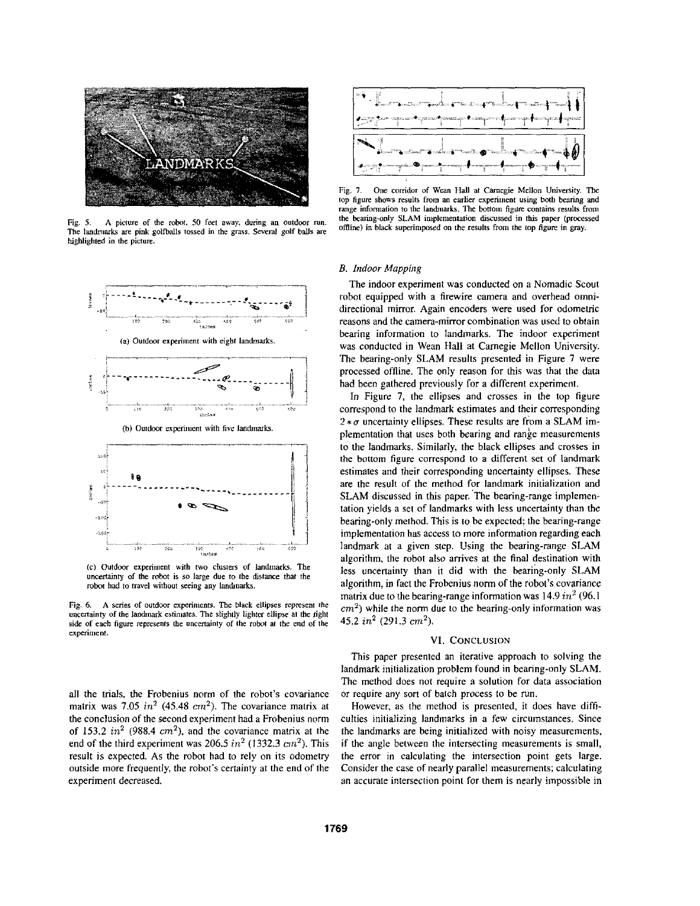Fig. 5. A picture of the robot, 50 feet away, during an outdoor run. The landmarks are pink golfballs tossed in the grass. Several golf balls are highlighted in the picture.

(a) Outdoor experiment with eight landmarks.

(b) Outdoor experiment with five landmarks.

(c) Outdoor experiment with two clusters of landmarks. The uncertainty of the robot is so large due to the distance that the robot had to travel without seeing any landmarks.

Fig. 6. A series of outdoor experiments. The black ellipses represent the uncertainty of the landmark estimates. The slightly lighter ellipse at the right side of each figure represents the uncertainty of the robot at the end of the experiment.

all the trials, the Frobenius norm of the robot's covariance matrix was 7.05 $in^2$ (45.48 $cm^2$). The covariance matrix at the conclusion of the second experiment had a Frobenius norm of 153.2 $in^2$ (988.4 $cm^2$), and the covariance matrix at the end of the third experiment was 206.5 $in^2$ (1332.3 $cm^2$). This result is expected. As the robot had to rely on its odometry outside more frequently, the robot's certainty at the end of the experiment decreased.

Fig. 7. One corridor of Wean Hall at Carnegie Mellon University. The top figure shows results from an earlier experiment using both bearing and range information to the landmarks. The bottom figure contains results from the bearing-only SLAM implementation discussed in this paper (processed offline) in black superimposed on the results from the top figure in gray.

### B. Indoor Mapping

The indoor experiment was conducted on a Nomadic Scout robot equipped with a firewire camera and overhead omnidirectional mirror. Again encoders were used for odometric reasons and the camera-mirror combination was used to obtain bearing information to landmarks. The indoor experiment was conducted in Wean Hall at Carnegie Mellon University. The bearing-only SLAM results presented in Figure 7 were processed offline. The only reason for this was that the data had been gathered previously for a different experiment.

In Figure 7, the ellipses and crosses in the top figure correspond to the landmark estimates and their corresponding $2 * \sigma$ uncertainty ellipses. These results are from a SLAM implementation that uses both bearing and range measurements to the landmarks. Similarly, the black ellipses and crosses in the bottom figure correspond to a different set of landmark estimates and their corresponding uncertainty ellipses. These are the result of the method for landmark initialization and SLAM discussed in this paper. The bearing-range implementation yields a set of landmarks with less uncertainty than the bearing-only method. This is to be expected; the bearing-range implementation has access to more information regarding each landmark at a given step. Using the bearing-range SLAM algorithm, the robot also arrives at the final destination with less uncertainty than it did with the bearing-only SLAM algorithm, in fact the Frobenius norm of the robot's covariance matrix due to the bearing-range information was 14.9 $in^2$ (96.1 $cm^2$) while the norm due to the bearing-only information was 45.2 $in^2$ (291.3 $cm^2$).

## VI. Conclusion

This paper presented an iterative approach to solving the landmark initialization problem found in bearing-only SLAM. The method does not require a solution for data association or require any sort of batch process to be run.

However, as the method is presented, it does have difficulties initializing landmarks in a few circumstances. Since the landmarks are being initialized with noisy measurements, if the angle between the intersecting measurements is small, the error in calculating the intersection point gets large. Consider the case of nearly parallel measurements; calculating an accurate intersection point for them is nearly impossible in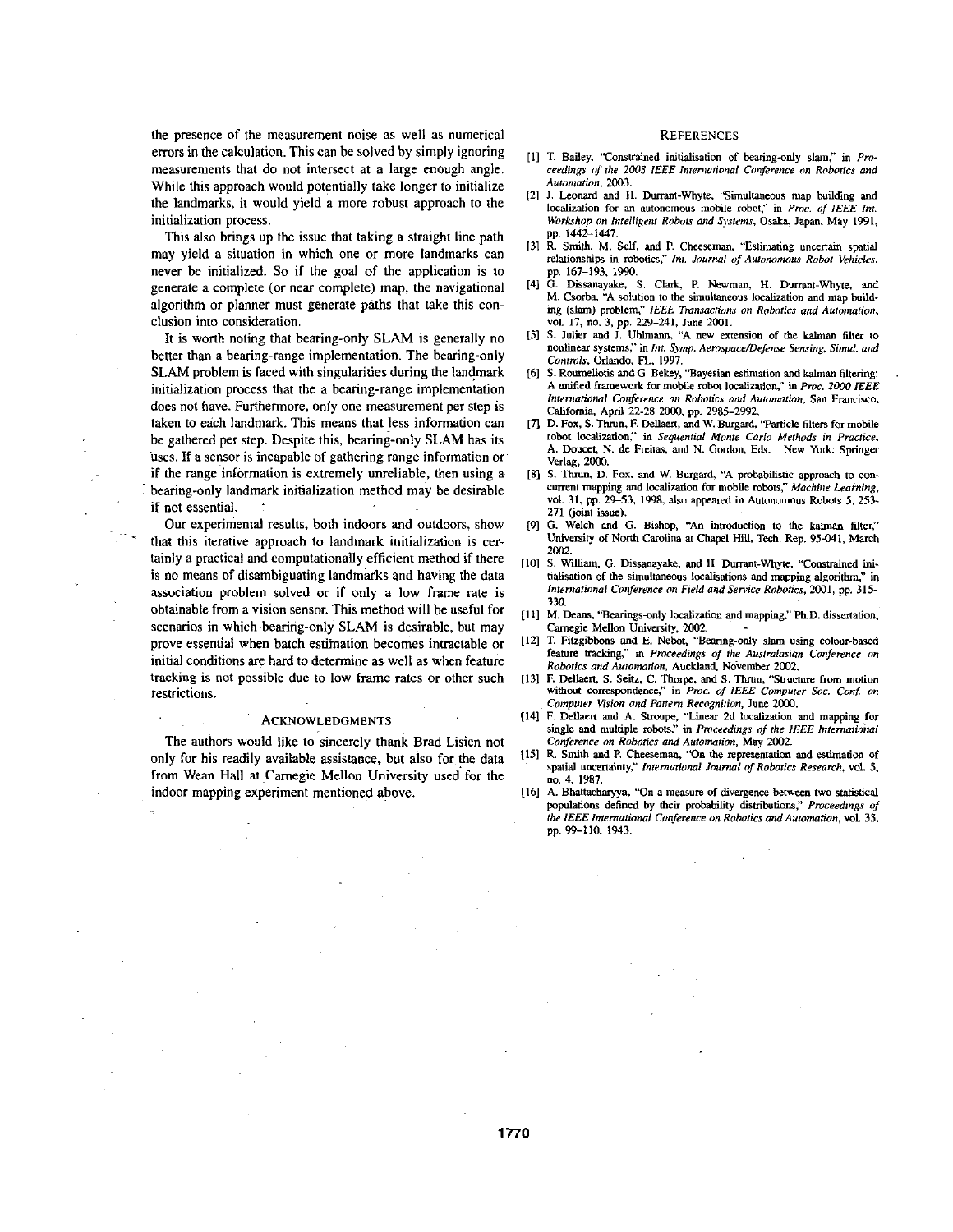the presence of the measurement noise as well as numerical errors in the calculation. This can be solved by simply ignoring measurements that do not intersect at a large enough angle. While this approach would potentially take longer to initialize the landmarks, it would yield a more robust approach to the initialization process.

This also brings up the issue that taking a straight line path may yield a situation in which one or more landmarks can never be initialized. So if the goal of the application is to generate a complete (or near complete) map, the navigational algorithm or planner must generate paths that take this conclusion into consideration.

It is worth noting that bearing-only SLAM is generally no better than a bearing-range implementation. The bearing-only SLAM problem is faced with singularities during the landmark initialization process that the a bearing-range implementation does not have. Furthermore, only one measurement per step is taken to each landmark. This means that less information can be gathered per step. Despite this, bearing-only SLAM has its uses. If a sensor is incapable of gathering range information or if the range information is extremely unreliable, then using a bearing-only landmark initialization method may be desirable if not essential.

Our experimental results, both indoors and outdoors, show that this iterative approach to landmark initialization is certainly a practical and computationally efficient method if there is no means of disambiguating landmarks and having the data association problem solved or if only a low frame rate is obtainable from a vision sensor. This method will be useful for scenarios in which bearing-only SLAM is desirable, but may prove essential when batch estimation becomes intractable or initial conditions are hard to determine as well as when feature tracking is not possible due to low frame rates or other such restrictions.

## ACKNOWLEDGMENTS

The authors would like to sincerely thank Brad Lisien not only for his readily available assistance, but also for the data from Wean Hall at Carnegie Mellon University used for the indoor mapping experiment mentioned above.

## REFERENCES

[1] T. Bailey, "Constrained initialisation of bearing-only slam," in *Proceedings of the 2003 IEEE International Conference on Robotics and Automation*, 2003.

[2] J. Leonard and H. Durrant-Whyte, "Simultaneous map building and localization for an autonomous mobile robot," in *Proc. of IEEE Int. Workshop on Intelligent Robots and Systems*, Osaka, Japan, May 1991, pp. 1442–1447.

[3] R. Smith, M. Self, and P. Cheeseman, "Estimating uncertain spatial relationships in robotics," *Int. Journal of Autonomous Robot Vehicles*, pp. 167–193, 1990.

[4] G. Dissanayake, S. Clark, P. Newman, H. Durrant-Whyte, and M. Csorba, "A solution to the simultaneous localization and map building (slam) problem," *IEEE Transactions on Robotics and Automation*, vol. 17, no. 3, pp. 229–241, June 2001.

[5] S. Julier and J. Uhlmann, "A new extension of the kalman filter to nonlinear systems," in *Int. Symp. Aerospace/Defense Sensing, Simul. and Controls*, Orlando, FL, 1997.

[6] S. Roumeliotis and G. Bekey, "Bayesian estimation and kalman filtering: A unified framework for mobile robot localization," in *Proc. 2000 IEEE International Conference on Robotics and Automation*, San Francisco, California, April 22-28 2000, pp. 2985–2992.

[7] D. Fox, S. Thrun, F. Dellaert, and W. Burgard, "Particle filters for mobile robot localization," in *Sequential Monte Carlo Methods in Practice*, A. Doucet, N. de Freitas, and N. Gordon, Eds. New York: Springer Verlag, 2000.

[8] S. Thrun, D. Fox, and W. Burgard, "A probabilistic approach to concurrent mapping and localization for mobile robots," *Machine Learning*, vol. 31, pp. 29–53, 1998, also appeared in Autonomous Robots 5, 253–271 (joint issue).

[9] G. Welch and G. Bishop, "An introduction to the kalman filter," University of North Carolina at Chapel Hill, Tech. Rep. 95-041, March 2002.

[10] S. William, G. Dissanayake, and H. Durrant-Whyte, "Constrained initialisation of the simultaneous localisations and mapping algorithm," in *International Conference on Field and Service Robotics*, 2001, pp. 315–330.

[11] M. Deans, "Bearings-only localization and mapping," Ph.D. dissertation, Carnegie Mellon University, 2002.

[12] T. Fitzgibbons and E. Nebot, "Bearing-only slam using colour-based feature tracking," in *Proceedings of the Australasian Conference on Robotics and Automation*, Auckland, November 2002.

[13] F. Dellaert, S. Seitz, C. Thorpe, and S. Thrun, "Structure from motion without correspondence," in *Proc. of IEEE Computer Soc. Conf. on Computer Vision and Pattern Recognition*, June 2000.

[14] F. Dellaert and A. Stroupe, "Linear 2d localization and mapping for single and multiple robots," in *Proceedings of the IEEE International Conference on Robotics and Automation*, May 2002.

[15] R. Smith and P. Cheeseman, "On the representation and estimation of spatial uncertainty," *International Journal of Robotics Research*, vol. 5, no. 4, 1987.

[16] A. Bhattacharyya, "On a measure of divergence between two statistical populations defined by their probability distributions," *Proceedings of the IEEE International Conference on Robotics and Automation*, vol. 35, pp. 99–110, 1943.